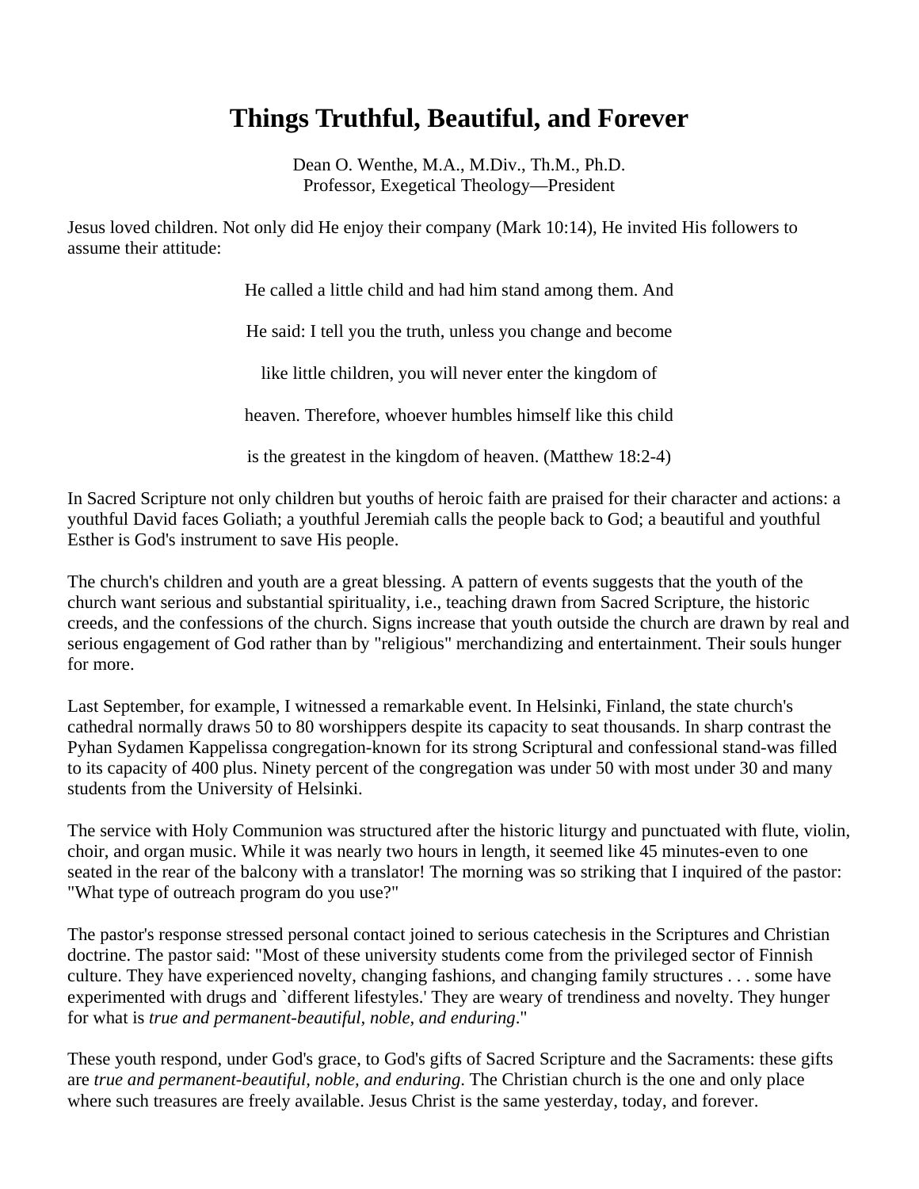# Things Truthful, Beautiful, and Forever

Dean O. Wenthe, M.A., M.Div., Th.M., Ph.D.
Professor, Exegetical Theology—President

Jesus loved children. Not only did He enjoy their company (Mark 10:14), He invited His followers to assume their attitude:

> He called a little child and had him stand among them. And He said: I tell you the truth, unless you change and become like little children, you will never enter the kingdom of heaven. Therefore, whoever humbles himself like this child is the greatest in the kingdom of heaven. (Matthew 18:2-4)

In Sacred Scripture not only children but youths of heroic faith are praised for their character and actions: a youthful David faces Goliath; a youthful Jeremiah calls the people back to God; a beautiful and youthful Esther is God's instrument to save His people.

The church's children and youth are a great blessing. A pattern of events suggests that the youth of the church want serious and substantial spirituality, i.e., teaching drawn from Sacred Scripture, the historic creeds, and the confessions of the church. Signs increase that youth outside the church are drawn by real and serious engagement of God rather than by "religious" merchandizing and entertainment. Their souls hunger for more.

Last September, for example, I witnessed a remarkable event. In Helsinki, Finland, the state church's cathedral normally draws 50 to 80 worshippers despite its capacity to seat thousands. In sharp contrast the Pyhan Sydamen Kappelissa congregation-known for its strong Scriptural and confessional stand-was filled to its capacity of 400 plus. Ninety percent of the congregation was under 50 with most under 30 and many students from the University of Helsinki.

The service with Holy Communion was structured after the historic liturgy and punctuated with flute, violin, choir, and organ music. While it was nearly two hours in length, it seemed like 45 minutes-even to one seated in the rear of the balcony with a translator! The morning was so striking that I inquired of the pastor: "What type of outreach program do you use?"

The pastor's response stressed personal contact joined to serious catechesis in the Scriptures and Christian doctrine. The pastor said: "Most of these university students come from the privileged sector of Finnish culture. They have experienced novelty, changing fashions, and changing family structures . . . some have experimented with drugs and `different lifestyles.' They are weary of trendiness and novelty. They hunger for what is *true and permanent-beautiful, noble, and enduring*."

These youth respond, under God's grace, to God's gifts of Sacred Scripture and the Sacraments: these gifts are *true and permanent-beautiful, noble, and enduring*. The Christian church is the one and only place where such treasures are freely available. Jesus Christ is the same yesterday, today, and forever.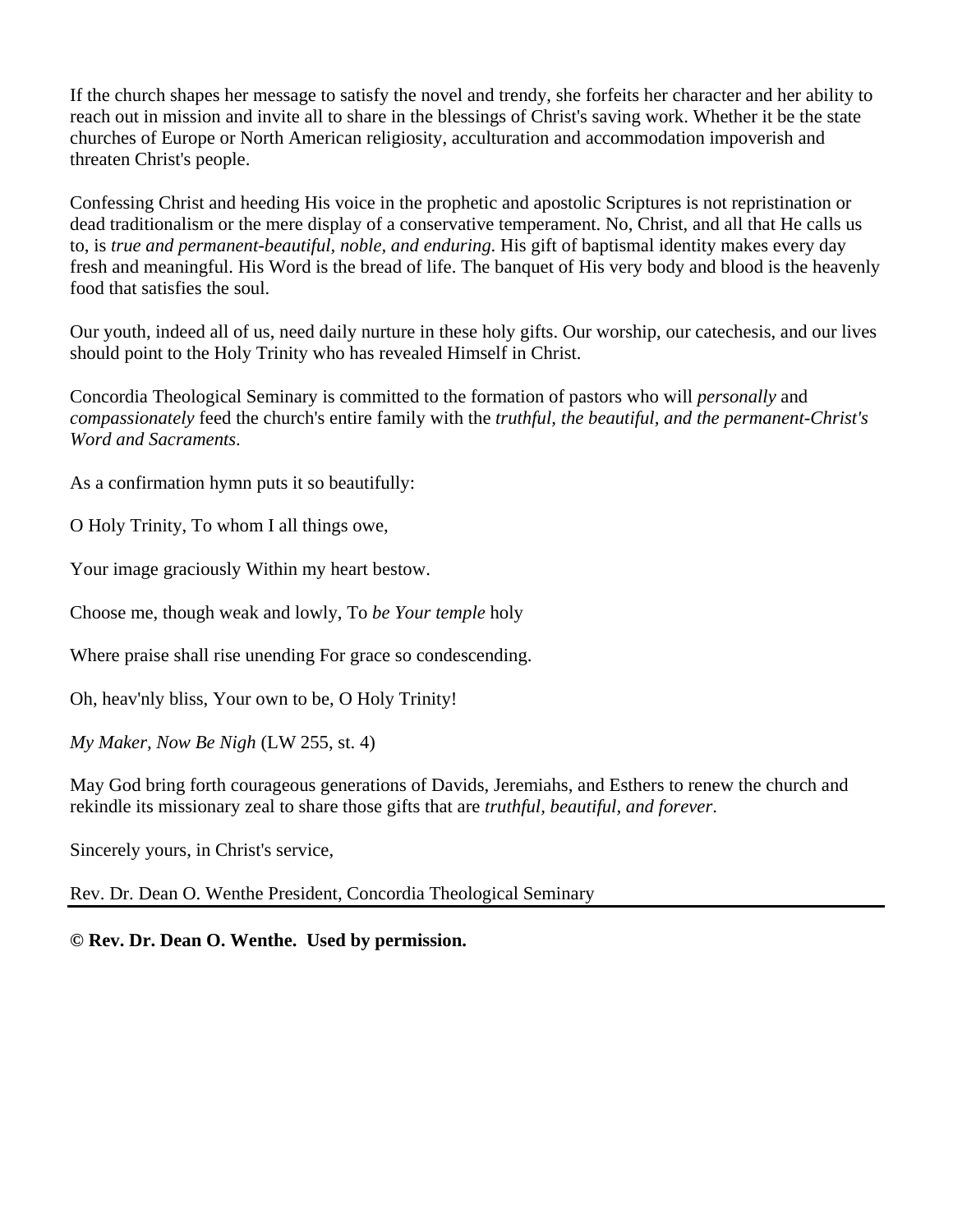If the church shapes her message to satisfy the novel and trendy, she forfeits her character and her ability to reach out in mission and invite all to share in the blessings of Christ's saving work. Whether it be the state churches of Europe or North American religiosity, acculturation and accommodation impoverish and threaten Christ's people.

Confessing Christ and heeding His voice in the prophetic and apostolic Scriptures is not repristination or dead traditionalism or the mere display of a conservative temperament. No, Christ, and all that He calls us to, is *true and permanent-beautiful, noble, and enduring.* His gift of baptismal identity makes every day fresh and meaningful. His Word is the bread of life. The banquet of His very body and blood is the heavenly food that satisfies the soul.

Our youth, indeed all of us, need daily nurture in these holy gifts. Our worship, our catechesis, and our lives should point to the Holy Trinity who has revealed Himself in Christ.

Concordia Theological Seminary is committed to the formation of pastors who will *personally* and *compassionately* feed the church's entire family with the *truthful, the beautiful, and the permanent-Christ's Word and Sacraments.*

As a confirmation hymn puts it so beautifully:

O Holy Trinity, To whom I all things owe,

Your image graciously Within my heart bestow.

Choose me, though weak and lowly, To *be Your temple* holy

Where praise shall rise unending For grace so condescending.

Oh, heav'nly bliss, Your own to be, O Holy Trinity!

*My Maker, Now Be Nigh* (LW 255, st. 4)

May God bring forth courageous generations of Davids, Jeremiahs, and Esthers to renew the church and rekindle its missionary zeal to share those gifts that are *truthful, beautiful, and forever*.

Sincerely yours, in Christ's service,

Rev. Dr. Dean O. Wenthe President, Concordia Theological Seminary

---

**© Rev. Dr. Dean O. Wenthe. Used by permission.**